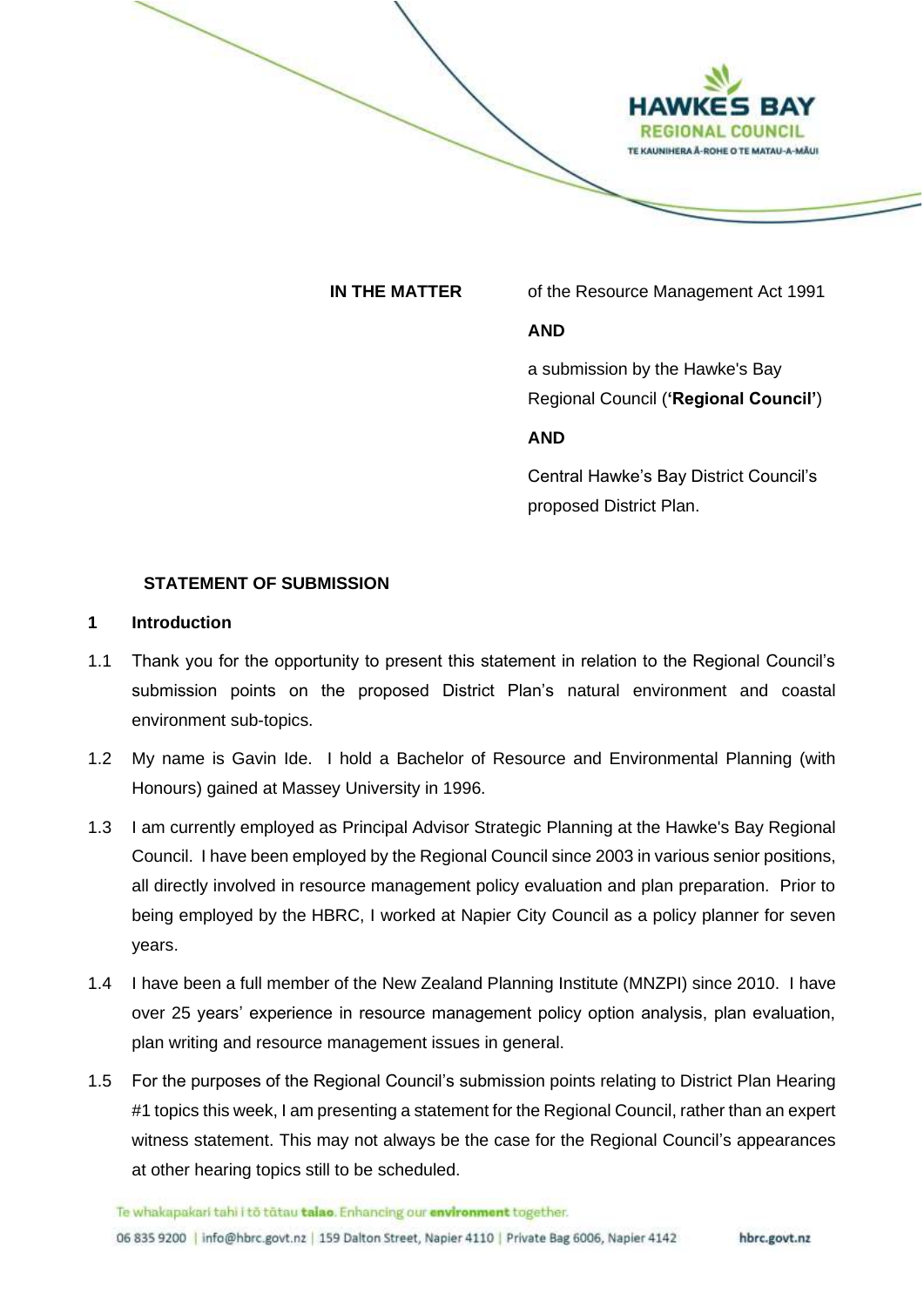**IN THE MATTER** of the Resource Management Act 1991

**AND**

a submission by the Hawke's Bay Regional Council (**'Regional Council'**)

**AND**

Central Hawke's Bay District Council's proposed District Plan.

## STATEMENT OF SUBMISSION

### 1 Introduction

1.1 Thank you for the opportunity to present this statement in relation to the Regional Council's submission points on the proposed District Plan's natural environment and coastal environment sub-topics.

1.2 My name is Gavin Ide. I hold a Bachelor of Resource and Environmental Planning (with Honours) gained at Massey University in 1996.

1.3 I am currently employed as Principal Advisor Strategic Planning at the Hawke's Bay Regional Council. I have been employed by the Regional Council since 2003 in various senior positions, all directly involved in resource management policy evaluation and plan preparation. Prior to being employed by the HBRC, I worked at Napier City Council as a policy planner for seven years.

1.4 I have been a full member of the New Zealand Planning Institute (MNZPI) since 2010. I have over 25 years' experience in resource management policy option analysis, plan evaluation, plan writing and resource management issues in general.

1.5 For the purposes of the Regional Council's submission points relating to District Plan Hearing #1 topics this week, I am presenting a statement for the Regional Council, rather than an expert witness statement. This may not always be the case for the Regional Council's appearances at other hearing topics still to be scheduled.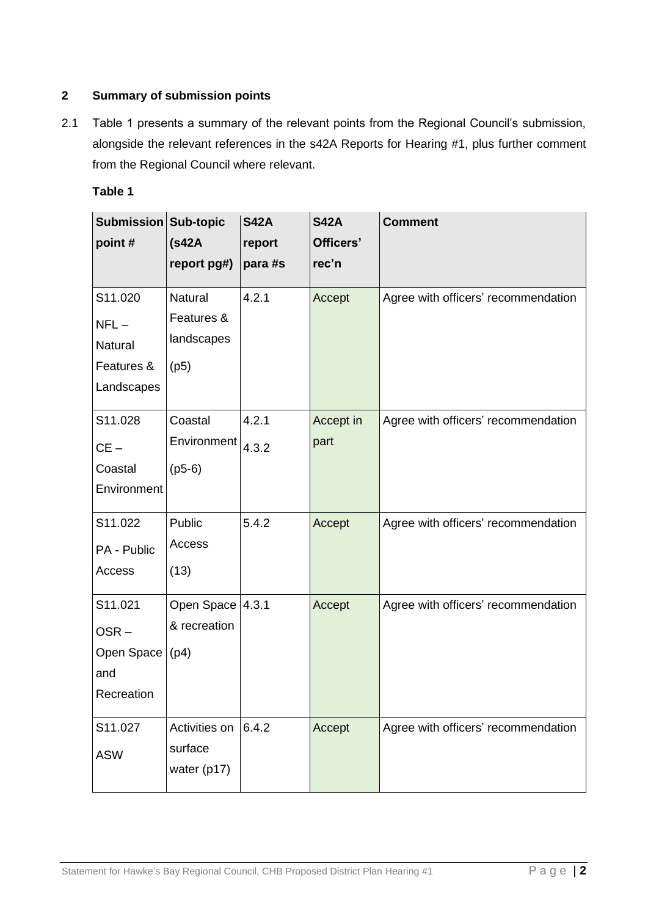## 2 Summary of submission points

2.1 Table 1 presents a summary of the relevant points from the Regional Council's submission, alongside the relevant references in the s42A Reports for Hearing #1, plus further comment from the Regional Council where relevant.

**Table 1**

| Submission point # | Sub-topic (s42A report pg#) | S42A report para #s | S42A Officers' rec'n | Comment |
|---|---|---|---|---|
| S11.020 NFL – Natural Features & Landscapes | Natural Features & landscapes (p5) | 4.2.1 | Accept | Agree with officers' recommendation |
| S11.028 CE – Coastal Environment | Coastal Environment (p5-6) | 4.2.1 4.3.2 | Accept in part | Agree with officers' recommendation |
| S11.022 PA - Public Access | Public Access (13) | 5.4.2 | Accept | Agree with officers' recommendation |
| S11.021 OSR – Open Space and Recreation | Open Space & recreation (p4) | 4.3.1 | Accept | Agree with officers' recommendation |
| S11.027 ASW | Activities on surface water (p17) | 6.4.2 | Accept | Agree with officers' recommendation |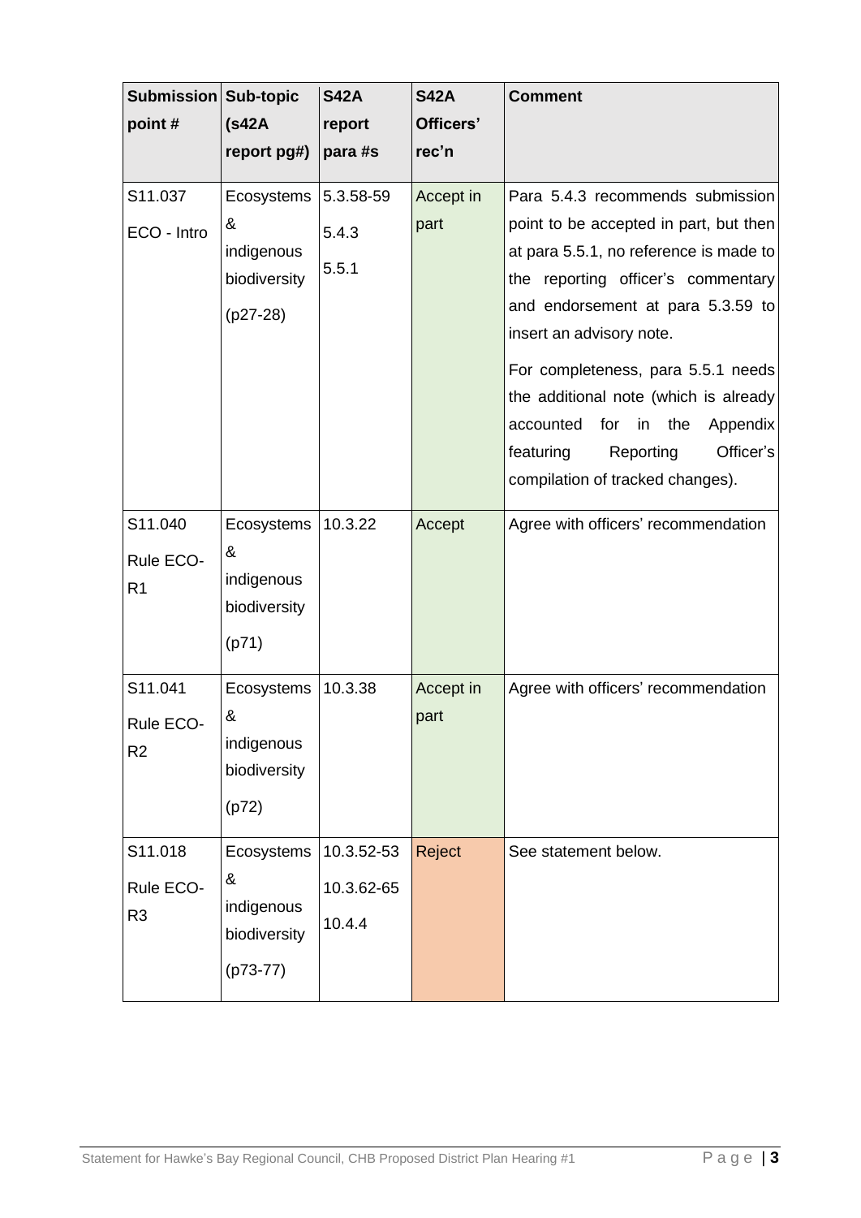| Submission point # | Sub-topic (s42A report pg#) | S42A report para #s | S42A Officers' rec'n | Comment |
|---|---|---|---|---|
| S11.037 ECO - Intro | Ecosystems & indigenous biodiversity (p27-28) | 5.3.58-59 5.4.3 5.5.1 | Accept in part | Para 5.4.3 recommends submission point to be accepted in part, but then at para 5.5.1, no reference is made to the reporting officer's commentary and endorsement at para 5.3.59 to insert an advisory note. For completeness, para 5.5.1 needs the additional note (which is already accounted for in the Appendix featuring Reporting Officer's compilation of tracked changes). |
| S11.040 Rule ECO-R1 | Ecosystems & indigenous biodiversity (p71) | 10.3.22 | Accept | Agree with officers' recommendation |
| S11.041 Rule ECO-R2 | Ecosystems & indigenous biodiversity (p72) | 10.3.38 | Accept in part | Agree with officers' recommendation |
| S11.018 Rule ECO-R3 | Ecosystems & indigenous biodiversity (p73-77) | 10.3.52-53 10.3.62-65 10.4.4 | Reject | See statement below. |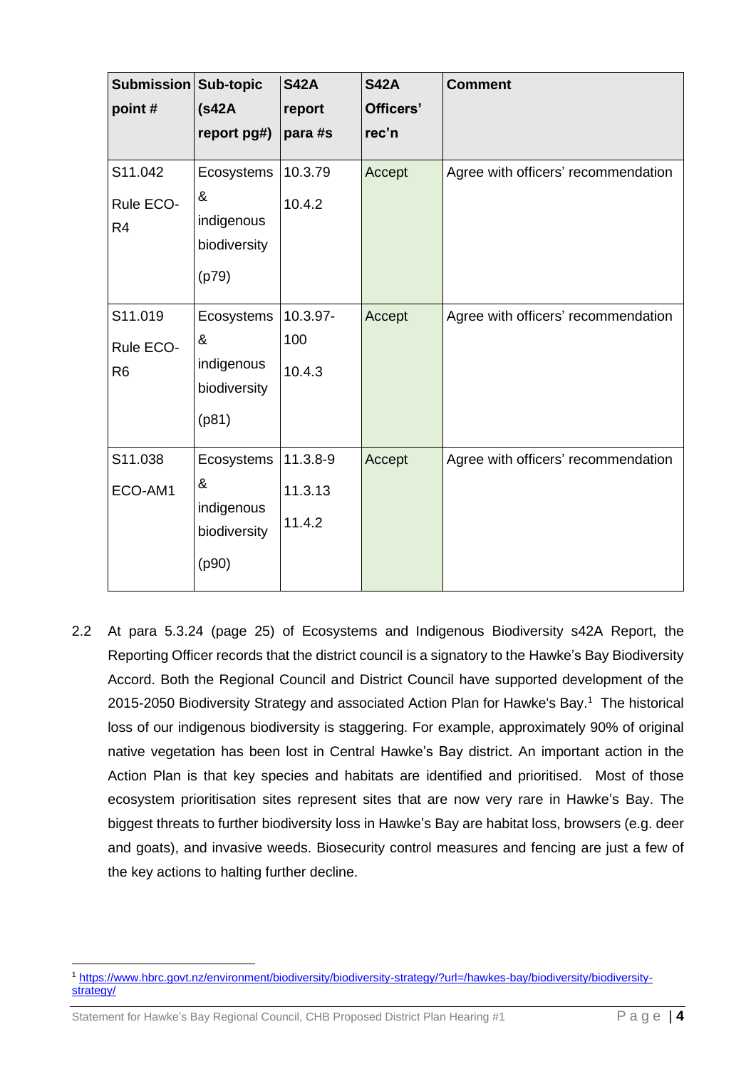| Submission point # | Sub-topic (s42A report pg#) | S42A report para #s | S42A Officers' rec'n | Comment |
|---|---|---|---|---|
| S11.042 Rule ECO-R4 | Ecosystems & indigenous biodiversity (p79) | 10.3.79 10.4.2 | Accept | Agree with officers' recommendation |
| S11.019 Rule ECO-R6 | Ecosystems & indigenous biodiversity (p81) | 10.3.97-100 10.4.3 | Accept | Agree with officers' recommendation |
| S11.038 ECO-AM1 | Ecosystems & indigenous biodiversity (p90) | 11.3.8-9 11.3.13 11.4.2 | Accept | Agree with officers' recommendation |

2.2 At para 5.3.24 (page 25) of Ecosystems and Indigenous Biodiversity s42A Report, the Reporting Officer records that the district council is a signatory to the Hawke's Bay Biodiversity Accord. Both the Regional Council and District Council have supported development of the 2015-2050 Biodiversity Strategy and associated Action Plan for Hawke's Bay.[1] The historical loss of our indigenous biodiversity is staggering. For example, approximately 90% of original native vegetation has been lost in Central Hawke's Bay district. An important action in the Action Plan is that key species and habitats are identified and prioritised. Most of those ecosystem prioritisation sites represent sites that are now very rare in Hawke's Bay. The biggest threats to further biodiversity loss in Hawke's Bay are habitat loss, browsers (e.g. deer and goats), and invasive weeds. Biosecurity control measures and fencing are just a few of the key actions to halting further decline.

[1] https://www.hbrc.govt.nz/environment/biodiversity/biodiversity-strategy/?url=/hawkes-bay/biodiversity/biodiversity-strategy/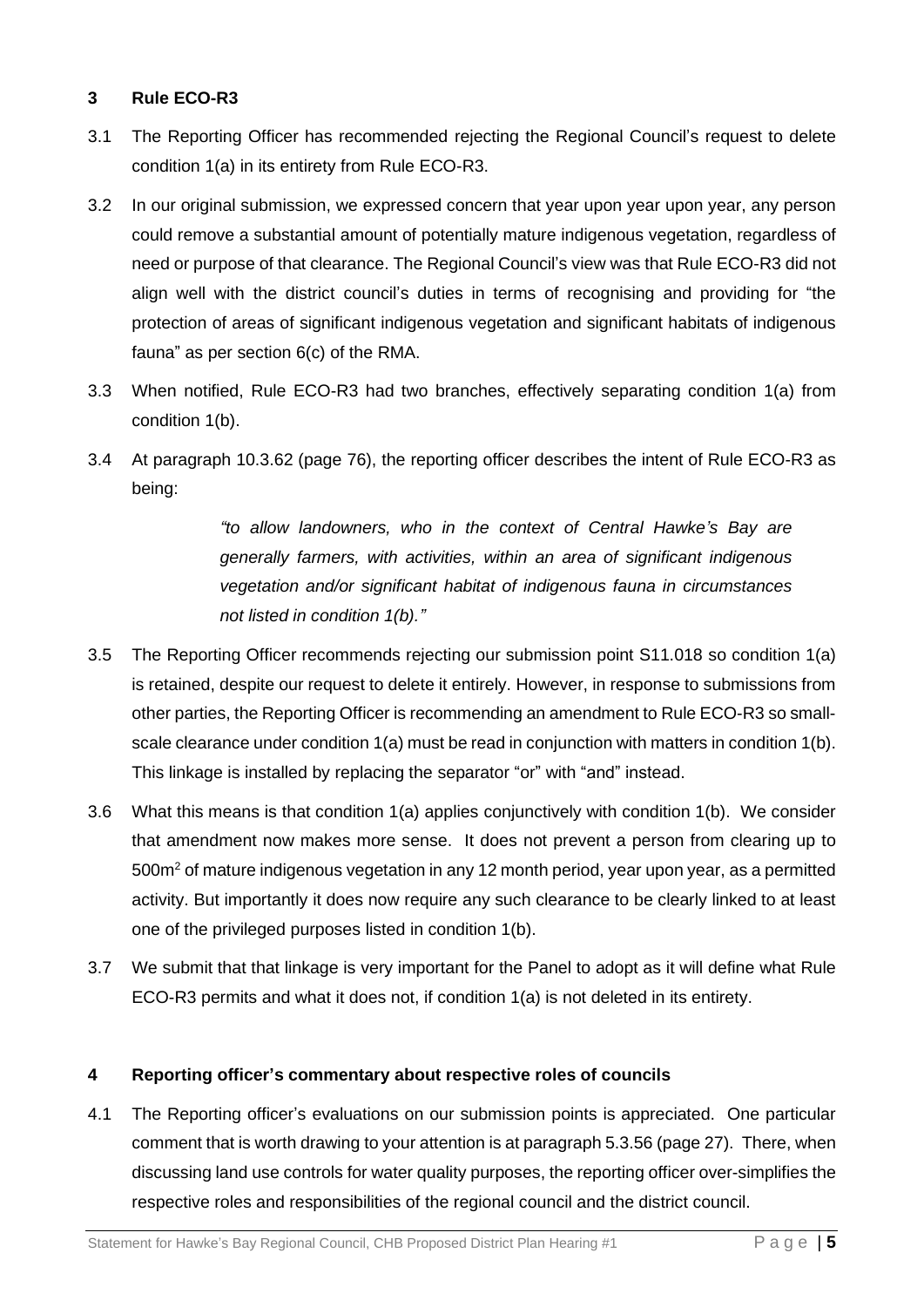## 3 Rule ECO-R3

3.1 The Reporting Officer has recommended rejecting the Regional Council's request to delete condition 1(a) in its entirety from Rule ECO-R3.

3.2 In our original submission, we expressed concern that year upon year upon year, any person could remove a substantial amount of potentially mature indigenous vegetation, regardless of need or purpose of that clearance. The Regional Council's view was that Rule ECO-R3 did not align well with the district council's duties in terms of recognising and providing for "the protection of areas of significant indigenous vegetation and significant habitats of indigenous fauna" as per section 6(c) of the RMA.

3.3 When notified, Rule ECO-R3 had two branches, effectively separating condition 1(a) from condition 1(b).

3.4 At paragraph 10.3.62 (page 76), the reporting officer describes the intent of Rule ECO-R3 as being:

> *"to allow landowners, who in the context of Central Hawke's Bay are generally farmers, with activities, within an area of significant indigenous vegetation and/or significant habitat of indigenous fauna in circumstances not listed in condition 1(b)."*

3.5 The Reporting Officer recommends rejecting our submission point S11.018 so condition 1(a) is retained, despite our request to delete it entirely. However, in response to submissions from other parties, the Reporting Officer is recommending an amendment to Rule ECO-R3 so small-scale clearance under condition 1(a) must be read in conjunction with matters in condition 1(b). This linkage is installed by replacing the separator "or" with "and" instead.

3.6 What this means is that condition 1(a) applies conjunctively with condition 1(b). We consider that amendment now makes more sense. It does not prevent a person from clearing up to 500m$^2$ of mature indigenous vegetation in any 12 month period, year upon year, as a permitted activity. But importantly it does now require any such clearance to be clearly linked to at least one of the privileged purposes listed in condition 1(b).

3.7 We submit that that linkage is very important for the Panel to adopt as it will define what Rule ECO-R3 permits and what it does not, if condition 1(a) is not deleted in its entirety.

## 4 Reporting officer's commentary about respective roles of councils

4.1 The Reporting officer's evaluations on our submission points is appreciated. One particular comment that is worth drawing to your attention is at paragraph 5.3.56 (page 27). There, when discussing land use controls for water quality purposes, the reporting officer over-simplifies the respective roles and responsibilities of the regional council and the district council.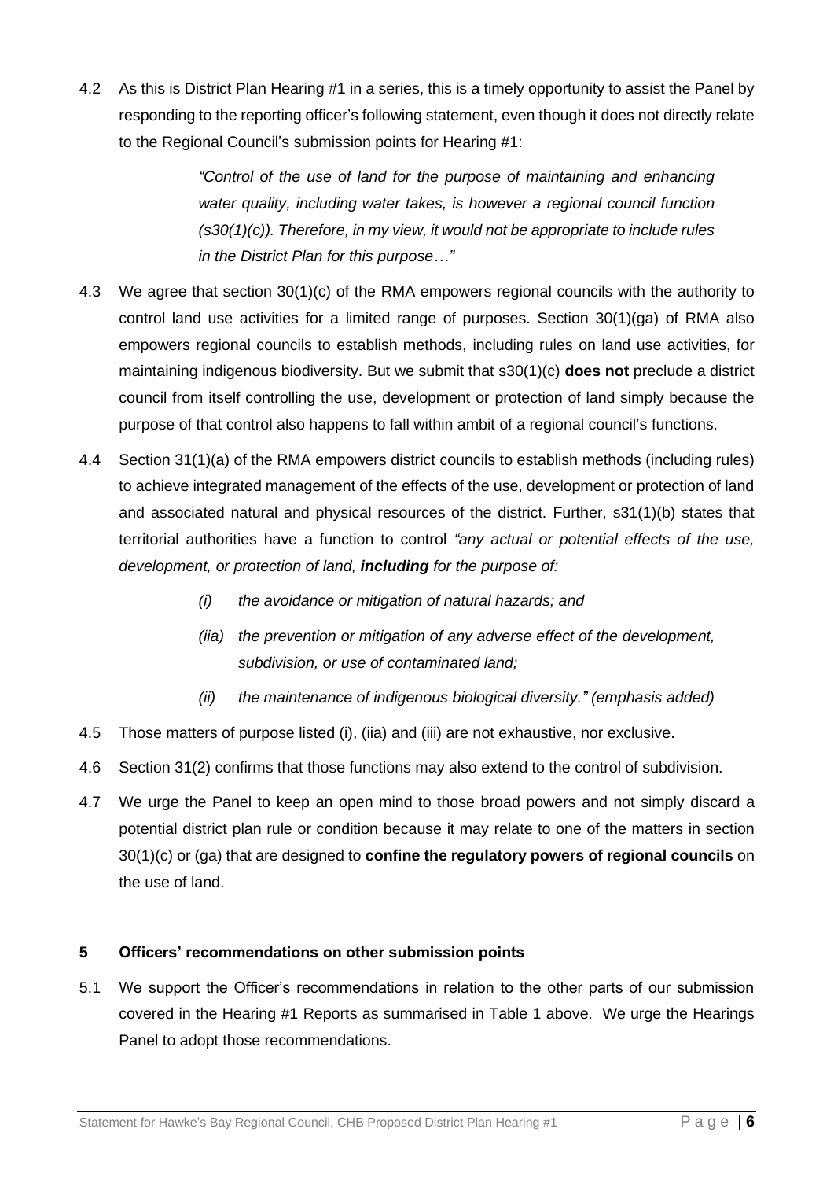4.2 As this is District Plan Hearing #1 in a series, this is a timely opportunity to assist the Panel by responding to the reporting officer's following statement, even though it does not directly relate to the Regional Council's submission points for Hearing #1:

> *"Control of the use of land for the purpose of maintaining and enhancing water quality, including water takes, is however a regional council function (s30(1)(c)). Therefore, in my view, it would not be appropriate to include rules in the District Plan for this purpose…"*

4.3 We agree that section 30(1)(c) of the RMA empowers regional councils with the authority to control land use activities for a limited range of purposes. Section 30(1)(ga) of RMA also empowers regional councils to establish methods, including rules on land use activities, for maintaining indigenous biodiversity. But we submit that s30(1)(c) **does not** preclude a district council from itself controlling the use, development or protection of land simply because the purpose of that control also happens to fall within ambit of a regional council's functions.

4.4 Section 31(1)(a) of the RMA empowers district councils to establish methods (including rules) to achieve integrated management of the effects of the use, development or protection of land and associated natural and physical resources of the district. Further, s31(1)(b) states that territorial authorities have a function to control *"any actual or potential effects of the use, development, or protection of land, **including** for the purpose of:*

> *(i) the avoidance or mitigation of natural hazards; and*
>
> *(iia) the prevention or mitigation of any adverse effect of the development, subdivision, or use of contaminated land;*
>
> *(ii) the maintenance of indigenous biological diversity." (emphasis added)*

4.5 Those matters of purpose listed (i), (iia) and (iii) are not exhaustive, nor exclusive.

4.6 Section 31(2) confirms that those functions may also extend to the control of subdivision.

4.7 We urge the Panel to keep an open mind to those broad powers and not simply discard a potential district plan rule or condition because it may relate to one of the matters in section 30(1)(c) or (ga) that are designed to **confine the regulatory powers of regional councils** on the use of land.

## 5 Officers' recommendations on other submission points

5.1 We support the Officer's recommendations in relation to the other parts of our submission covered in the Hearing #1 Reports as summarised in Table 1 above. We urge the Hearings Panel to adopt those recommendations.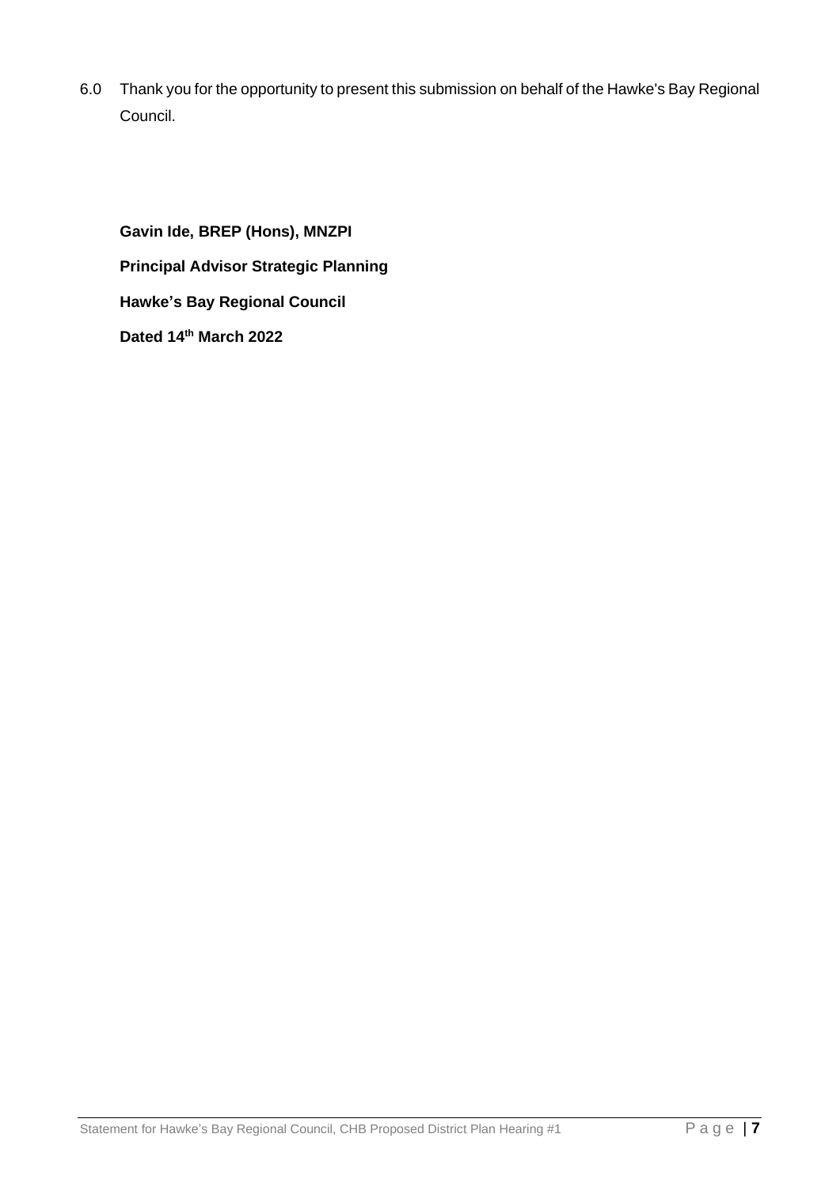6.0 Thank you for the opportunity to present this submission on behalf of the Hawke's Bay Regional Council.

**Gavin Ide, BREP (Hons), MNZPI**

**Principal Advisor Strategic Planning**

**Hawke's Bay Regional Council**

**Dated 14th March 2022**